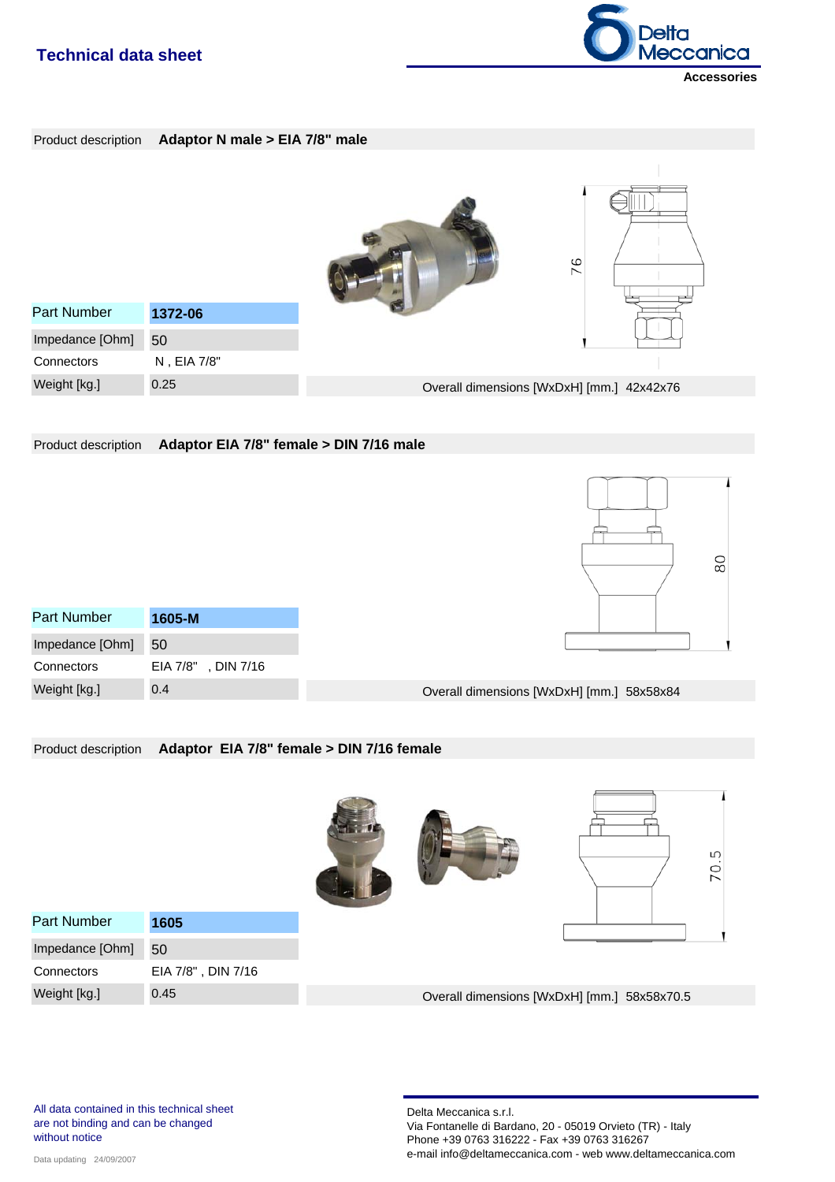# Technical data sheet

**Accessories**

Product description **Adaptor N male > EIA 7/8" male**

| Part Number | **1372-06** |
|---|---|
| Impedance [Ohm] | 50 |
| Connectors | N , EIA 7/8" |
| Weight [kg.] | 0.25 |

Overall dimensions [WxDxH] [mm.] 42x42x76

Product description **Adaptor EIA 7/8" female > DIN 7/16 male**

| Part Number | **1605-M** |
|---|---|
| Impedance [Ohm] | 50 |
| Connectors | EIA 7/8" , DIN 7/16 |
| Weight [kg.] | 0.4 |

Overall dimensions [WxDxH] [mm.] 58x58x84

Product description **Adaptor EIA 7/8" female > DIN 7/16 female**

| Part Number | **1605** |
|---|---|
| Impedance [Ohm] | 50 |
| Connectors | EIA 7/8" , DIN 7/16 |
| Weight [kg.] | 0.45 |

Overall dimensions [WxDxH] [mm.] 58x58x70.5

All data contained in this technical sheet are not binding and can be changed without notice

Data updating 24/09/2007

Delta Meccanica s.r.l.
Via Fontanelle di Bardano, 20 - 05019 Orvieto (TR) - Italy
Phone +39 0763 316222 - Fax +39 0763 316267
e-mail info@deltameccanica.com - web www.deltameccanica.com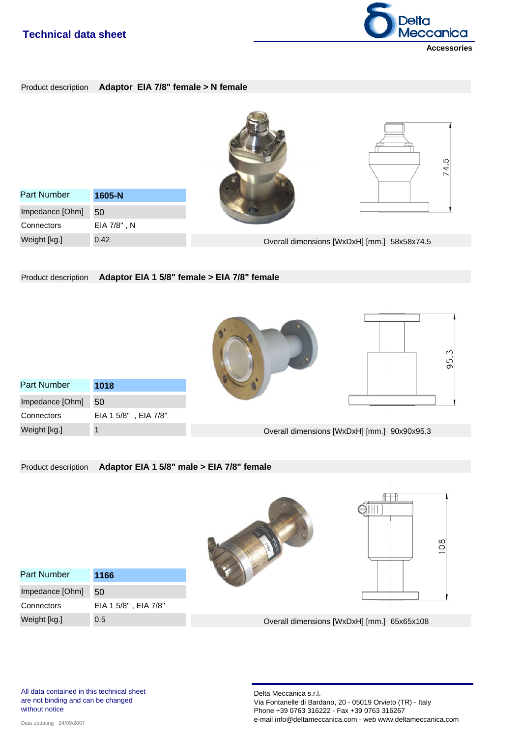# Technical data sheet

Delta Meccanica

Accessories

Product description **Adaptor EIA 7/8" female > N female**

| Part Number | **1605-N** |
|---|---|
| Impedance [Ohm] | 50 |
| Connectors | EIA 7/8" , N |
| Weight [kg.] | 0.42 |

Overall dimensions [WxDxH] [mm.] 58x58x74.5

Product description **Adaptor EIA 1 5/8" female > EIA 7/8" female**

| Part Number | **1018** |
|---|---|
| Impedance [Ohm] | 50 |
| Connectors | EIA 1 5/8" , EIA 7/8" |
| Weight [kg.] | 1 |

Overall dimensions [WxDxH] [mm.] 90x90x95.3

Product description **Adaptor EIA 1 5/8" male > EIA 7/8" female**

| Part Number | **1166** |
|---|---|
| Impedance [Ohm] | 50 |
| Connectors | EIA 1 5/8" , EIA 7/8" |
| Weight [kg.] | 0.5 |

Overall dimensions [WxDxH] [mm.] 65x65x108

All data contained in this technical sheet are not binding and can be changed without notice

Data updating 24/09/2007

Delta Meccanica s.r.l.
Via Fontanelle di Bardano, 20 - 05019 Orvieto (TR) - Italy
Phone +39 0763 316222 - Fax +39 0763 316267
e-mail info@deltameccanica.com - web www.deltameccanica.com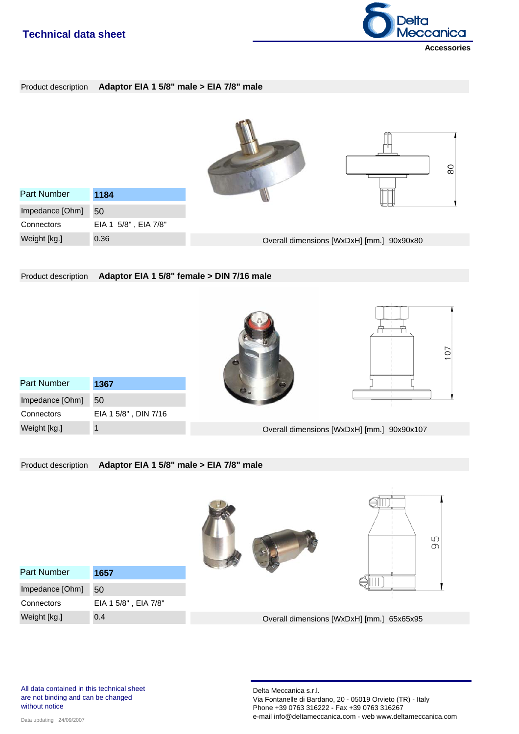## Technical data sheet

**Accessories**

Product description **Adaptor EIA 1 5/8" male > EIA 7/8" male**

| Part Number | 1184 |
|---|---|
| Impedance [Ohm] | 50 |
| Connectors | EIA 1 5/8" , EIA 7/8" |
| Weight [kg.] | 0.36 |

Overall dimensions [WxDxH] [mm.] 90x90x80

Product description **Adaptor EIA 1 5/8" female > DIN 7/16 male**

| Part Number | 1367 |
|---|---|
| Impedance [Ohm] | 50 |
| Connectors | EIA 1 5/8" , DIN 7/16 |
| Weight [kg.] | 1 |

Overall dimensions [WxDxH] [mm.] 90x90x107

Product description **Adaptor EIA 1 5/8" male > EIA 7/8" male**

| Part Number | 1657 |
|---|---|
| Impedance [Ohm] | 50 |
| Connectors | EIA 1 5/8" , EIA 7/8" |
| Weight [kg.] | 0.4 |

Overall dimensions [WxDxH] [mm.] 65x65x95

All data contained in this technical sheet are not binding and can be changed without notice

Data updating 24/09/2007

Delta Meccanica s.r.l.
Via Fontanelle di Bardano, 20 - 05019 Orvieto (TR) - Italy
Phone +39 0763 316222 - Fax +39 0763 316267
e-mail info@deltameccanica.com - web www.deltameccanica.com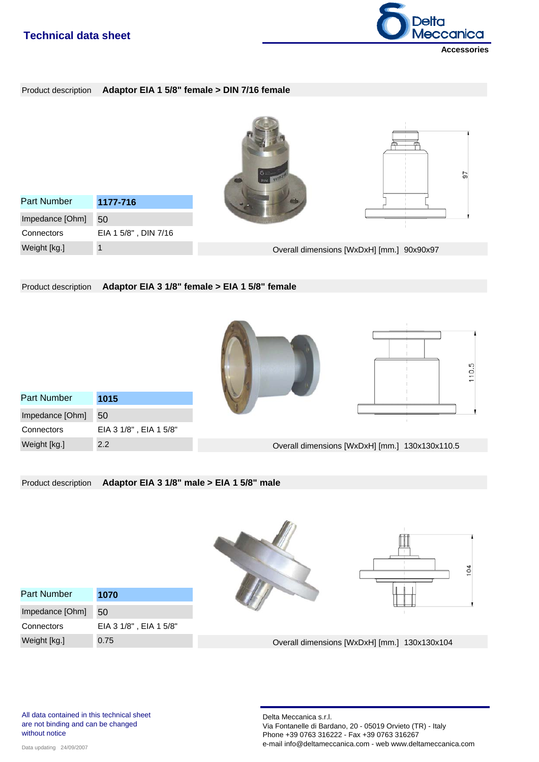# Technical data sheet

**Accessories**

Product description **Adaptor EIA 1 5/8" female > DIN 7/16 female**

| Part Number | **1177-716** |
|---|---|
| Impedance [Ohm] | 50 |
| Connectors | EIA 1 5/8" , DIN 7/16 |
| Weight [kg.] | 1 |

Overall dimensions [WxDxH] [mm.] 90x90x97

Product description **Adaptor EIA 3 1/8" female > EIA 1 5/8" female**

| Part Number | **1015** |
|---|---|
| Impedance [Ohm] | 50 |
| Connectors | EIA 3 1/8" , EIA 1 5/8" |
| Weight [kg.] | 2.2 |

Overall dimensions [WxDxH] [mm.] 130x130x110.5

Product description **Adaptor EIA 3 1/8" male > EIA 1 5/8" male**

| Part Number | **1070** |
|---|---|
| Impedance [Ohm] | 50 |
| Connectors | EIA 3 1/8" , EIA 1 5/8" |
| Weight [kg.] | 0.75 |

Overall dimensions [WxDxH] [mm.] 130x130x104

All data contained in this technical sheet are not binding and can be changed without notice

Data updating 24/09/2007

Delta Meccanica s.r.l.
Via Fontanelle di Bardano, 20 - 05019 Orvieto (TR) - Italy
Phone +39 0763 316222 - Fax +39 0763 316267
e-mail info@deltameccanica.com - web www.deltameccanica.com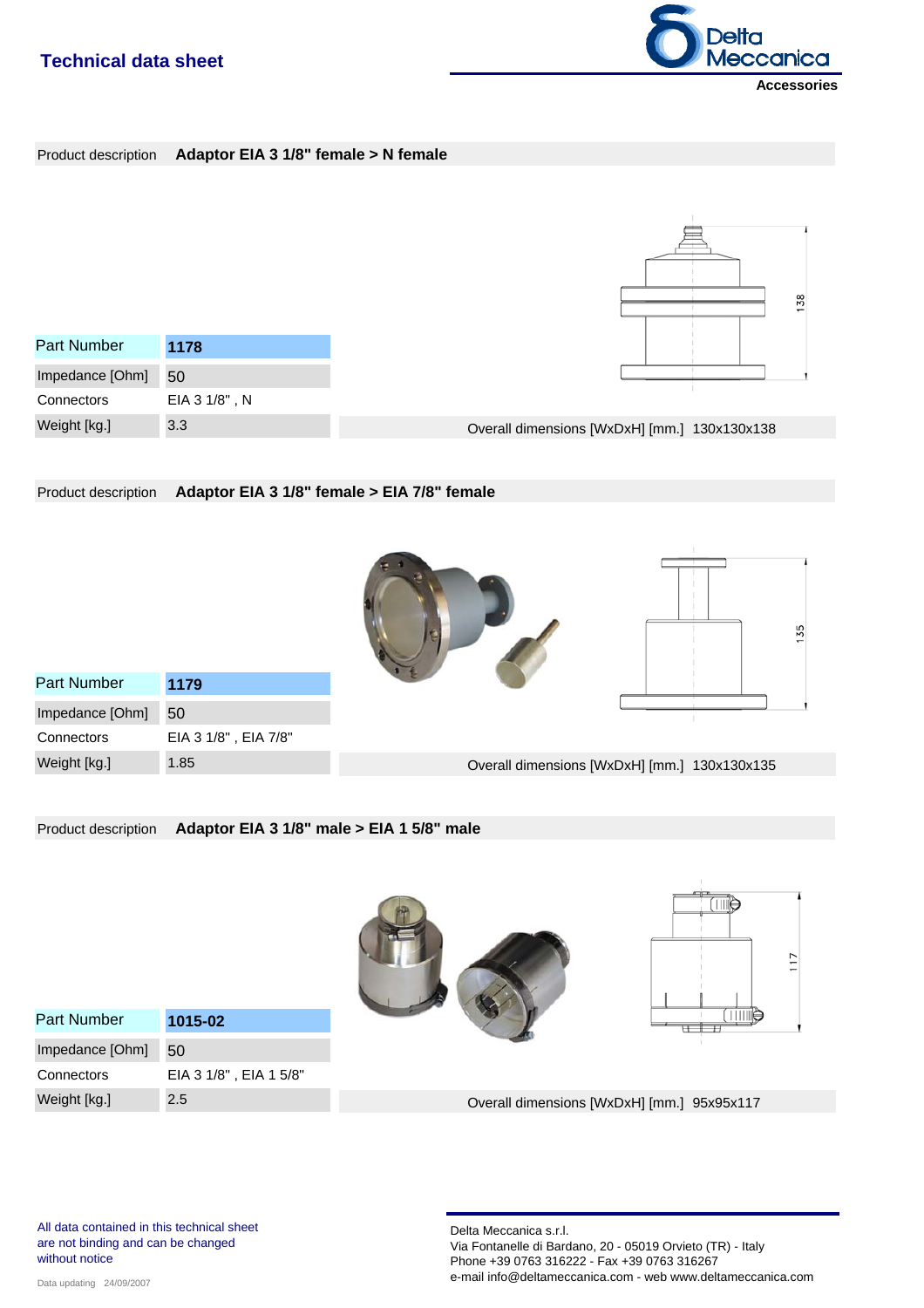## Technical data sheet

**Accessories**

Product description **Adaptor EIA 3 1/8" female > N female**

| Part Number | **1178** |
|---|---|
| Impedance [Ohm] | 50 |
| Connectors | EIA 3 1/8" , N |
| Weight [kg.] | 3.3 |

Overall dimensions [WxDxH] [mm.] 130x130x138

Product description **Adaptor EIA 3 1/8" female > EIA 7/8" female**

| Part Number | **1179** |
|---|---|
| Impedance [Ohm] | 50 |
| Connectors | EIA 3 1/8" , EIA 7/8" |
| Weight [kg.] | 1.85 |

Overall dimensions [WxDxH] [mm.] 130x130x135

Product description **Adaptor EIA 3 1/8" male > EIA 1 5/8" male**

| Part Number | **1015-02** |
|---|---|
| Impedance [Ohm] | 50 |
| Connectors | EIA 3 1/8" , EIA 1 5/8" |
| Weight [kg.] | 2.5 |

Overall dimensions [WxDxH] [mm.] 95x95x117

All data contained in this technical sheet are not binding and can be changed without notice

Data updating 24/09/2007

Delta Meccanica s.r.l.
Via Fontanelle di Bardano, 20 - 05019 Orvieto (TR) - Italy
Phone +39 0763 316222 - Fax +39 0763 316267
e-mail info@deltameccanica.com - web www.deltameccanica.com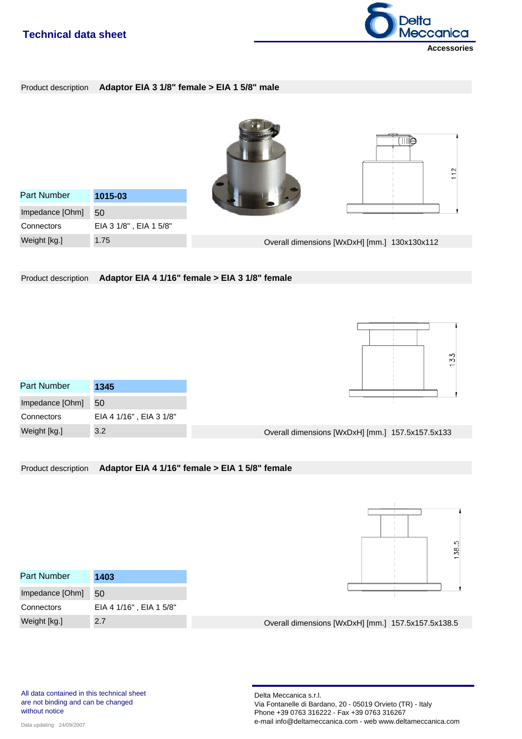# Technical data sheet

**Accessories**

Product description **Adaptor EIA 3 1/8" female > EIA 1 5/8" male**

| Part Number | **1015-03** |
|---|---|
| Impedance [Ohm] | 50 |
| Connectors | EIA 3 1/8" , EIA 1 5/8" |
| Weight [kg.] | 1.75 |

Overall dimensions [WxDxH] [mm.] 130x130x112

Product description **Adaptor EIA 4 1/16" female > EIA 3 1/8" female**

| Part Number | **1345** |
|---|---|
| Impedance [Ohm] | 50 |
| Connectors | EIA 4 1/16" , EIA 3 1/8" |
| Weight [kg.] | 3.2 |

Overall dimensions [WxDxH] [mm.] 157.5x157.5x133

Product description **Adaptor EIA 4 1/16" female > EIA 1 5/8" female**

| Part Number | **1403** |
|---|---|
| Impedance [Ohm] | 50 |
| Connectors | EIA 4 1/16" , EIA 1 5/8" |
| Weight [kg.] | 2.7 |

Overall dimensions [WxDxH] [mm.] 157.5x157.5x138.5

All data contained in this technical sheet are not binding and can be changed without notice

Data updating 24/09/2007

Delta Meccanica s.r.l.
Via Fontanelle di Bardano, 20 - 05019 Orvieto (TR) - Italy
Phone +39 0763 316222 - Fax +39 0763 316267
e-mail info@deltameccanica.com - web www.deltameccanica.com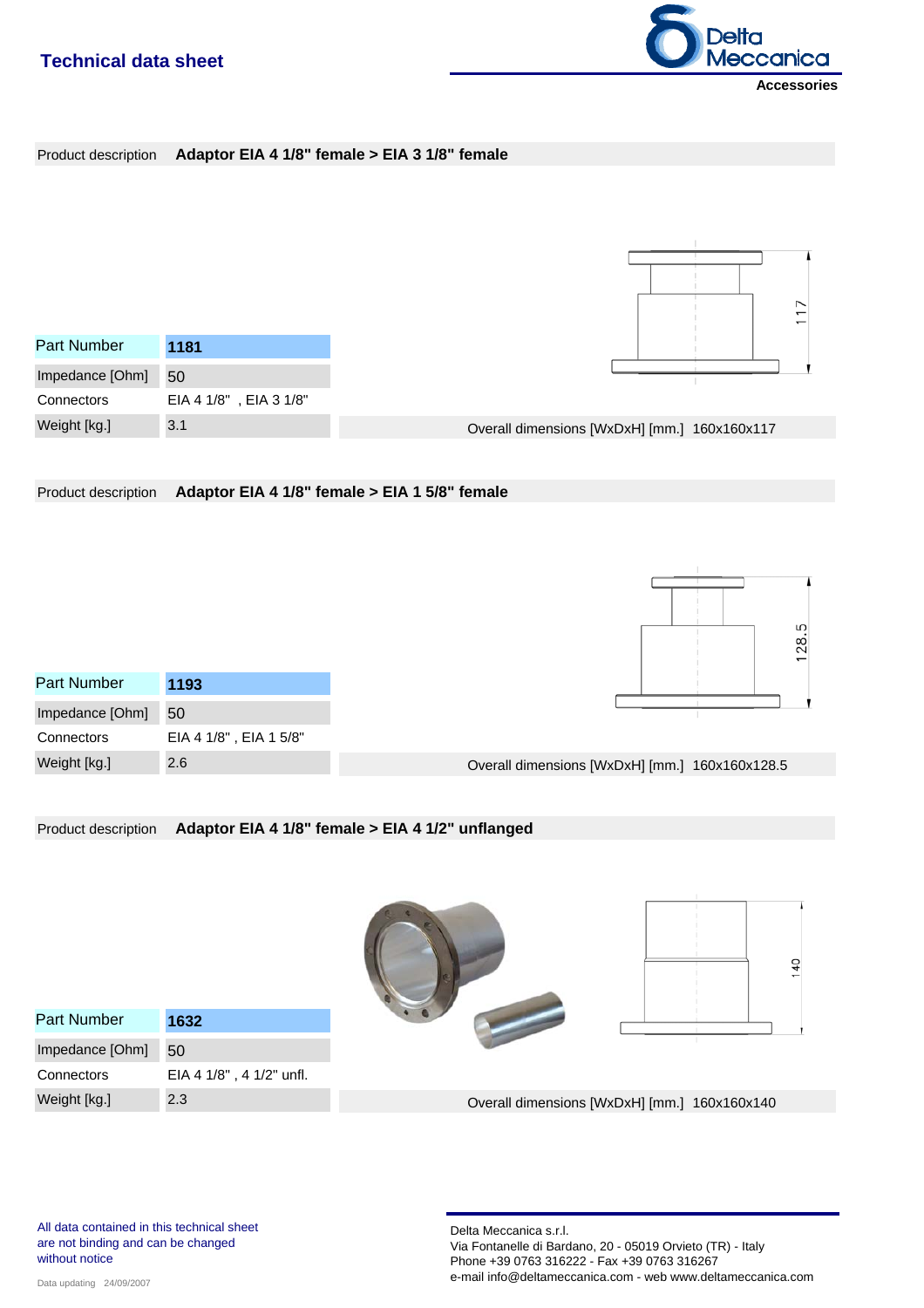# Technical data sheet

**Accessories**

Product description **Adaptor EIA 4 1/8" female > EIA 3 1/8" female**

| Part Number | **1181** |
|---|---|
| Impedance [Ohm] | 50 |
| Connectors | EIA 4 1/8" , EIA 3 1/8" |
| Weight [kg.] | 3.1 |

117

Overall dimensions [WxDxH] [mm.] 160x160x117

Product description **Adaptor EIA 4 1/8" female > EIA 1 5/8" female**

| Part Number | **1193** |
|---|---|
| Impedance [Ohm] | 50 |
| Connectors | EIA 4 1/8" , EIA 1 5/8" |
| Weight [kg.] | 2.6 |

128.5

Overall dimensions [WxDxH] [mm.] 160x160x128.5

Product description **Adaptor EIA 4 1/8" female > EIA 4 1/2" unflanged**

| Part Number | **1632** |
|---|---|
| Impedance [Ohm] | 50 |
| Connectors | EIA 4 1/8" , 4 1/2" unfl. |
| Weight [kg.] | 2.3 |

140

Overall dimensions [WxDxH] [mm.] 160x160x140

All data contained in this technical sheet are not binding and can be changed without notice

Data updating 24/09/2007

Delta Meccanica s.r.l.
Via Fontanelle di Bardano, 20 - 05019 Orvieto (TR) - Italy
Phone +39 0763 316222 - Fax +39 0763 316267
e-mail info@deltameccanica.com - web www.deltameccanica.com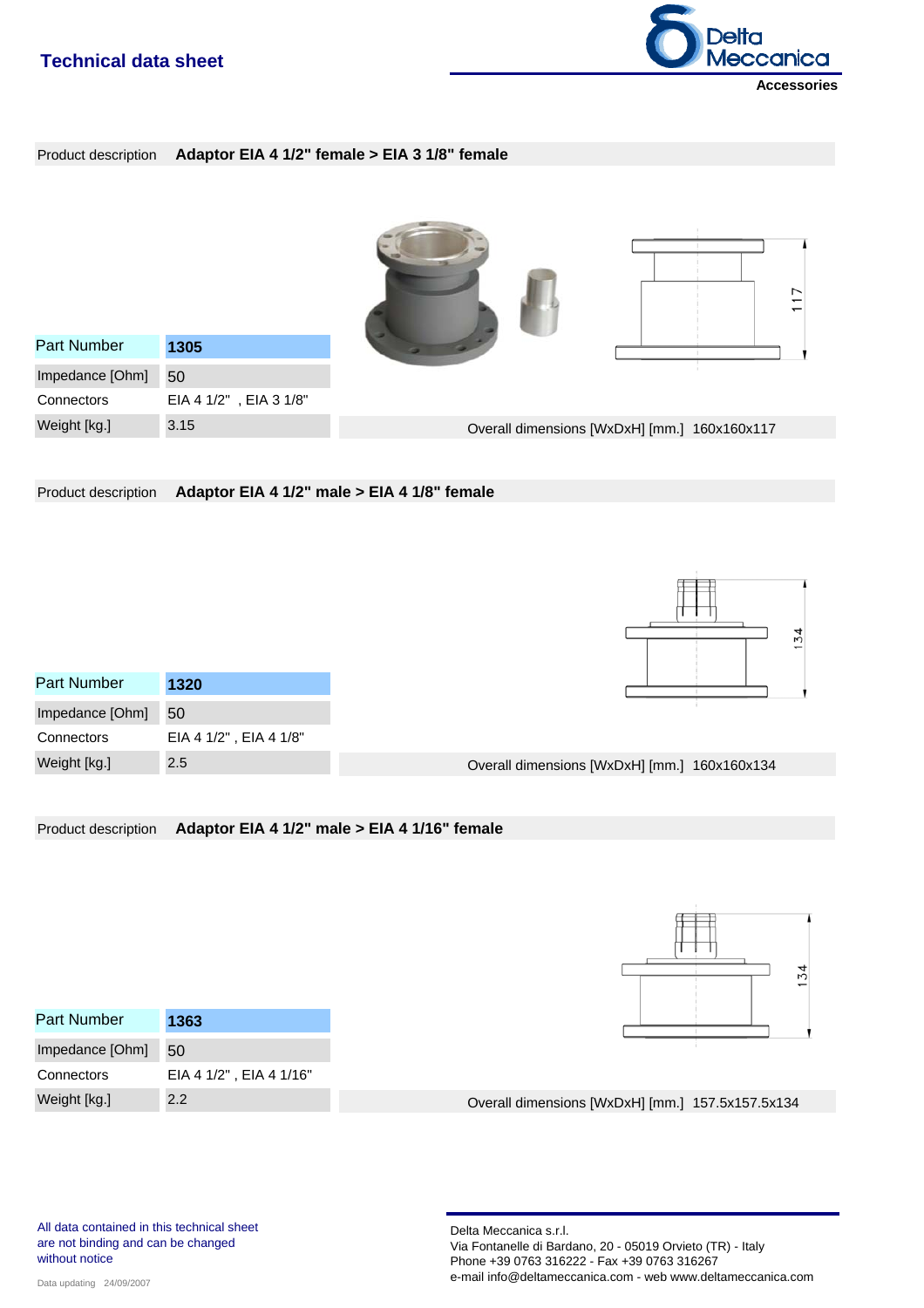## Technical data sheet

**Accessories**

Product description **Adaptor EIA 4 1/2" female > EIA 3 1/8" female**

| Part Number | 1305 |
|---|---|
| Impedance [Ohm] | 50 |
| Connectors | EIA 4 1/2" , EIA 3 1/8" |
| Weight [kg.] | 3.15 |

Overall dimensions [WxDxH] [mm.] 160x160x117

Product description **Adaptor EIA 4 1/2" male > EIA 4 1/8" female**

| Part Number | 1320 |
|---|---|
| Impedance [Ohm] | 50 |
| Connectors | EIA 4 1/2" , EIA 4 1/8" |
| Weight [kg.] | 2.5 |

Overall dimensions [WxDxH] [mm.] 160x160x134

Product description **Adaptor EIA 4 1/2" male > EIA 4 1/16" female**

| Part Number | 1363 |
|---|---|
| Impedance [Ohm] | 50 |
| Connectors | EIA 4 1/2" , EIA 4 1/16" |
| Weight [kg.] | 2.2 |

Overall dimensions [WxDxH] [mm.] 157.5x157.5x134

All data contained in this technical sheet are not binding and can be changed without notice

Data updating 24/09/2007

Delta Meccanica s.r.l.
Via Fontanelle di Bardano, 20 - 05019 Orvieto (TR) - Italy
Phone +39 0763 316222 - Fax +39 0763 316267
e-mail info@deltameccanica.com - web www.deltameccanica.com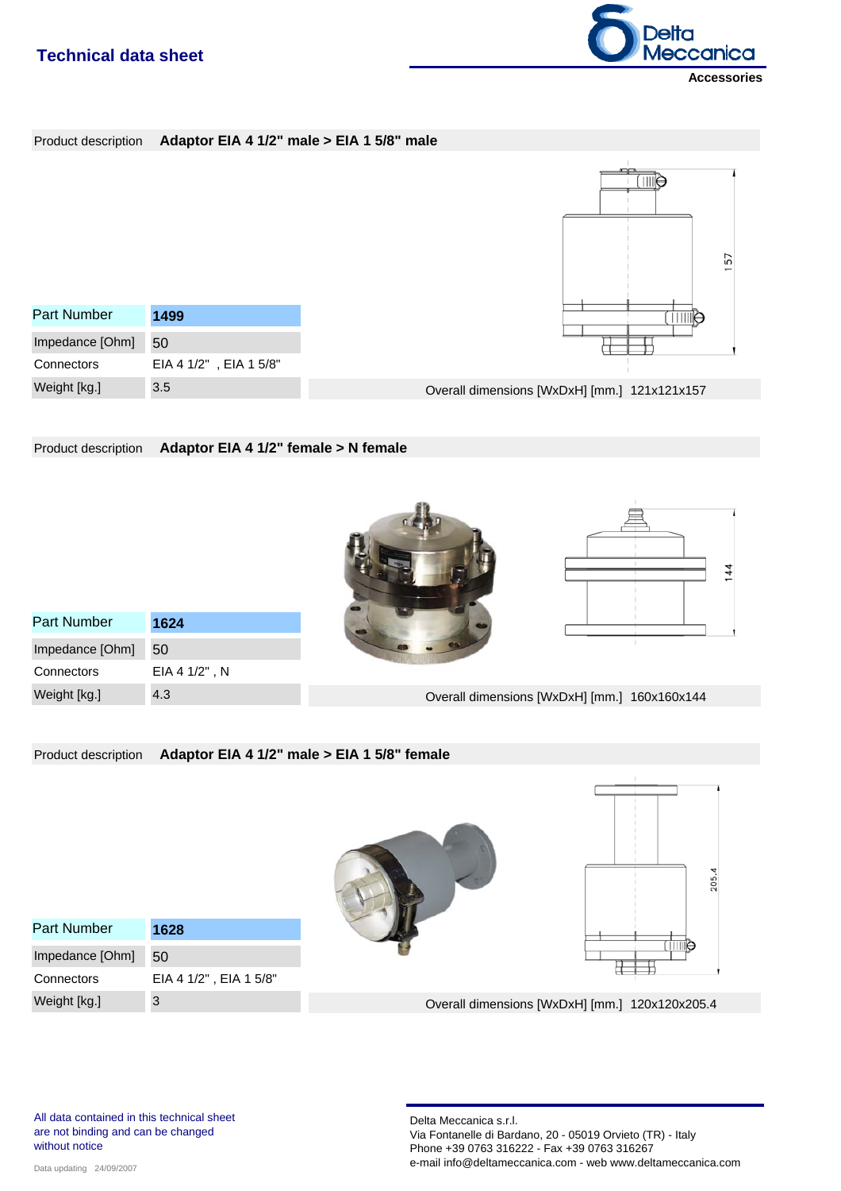## Technical data sheet

**Accessories**

Product description **Adaptor EIA 4 1/2" male > EIA 1 5/8" male**

| Part Number | 1499 |
|---|---|
| Impedance [Ohm] | 50 |
| Connectors | EIA 4 1/2" , EIA 1 5/8" |
| Weight [kg.] | 3.5 |

Overall dimensions [WxDxH] [mm.] 121x121x157

Product description **Adaptor EIA 4 1/2" female > N female**

| Part Number | 1624 |
|---|---|
| Impedance [Ohm] | 50 |
| Connectors | EIA 4 1/2" , N |
| Weight [kg.] | 4.3 |

Overall dimensions [WxDxH] [mm.] 160x160x144

Product description **Adaptor EIA 4 1/2" male > EIA 1 5/8" female**

| Part Number | 1628 |
|---|---|
| Impedance [Ohm] | 50 |
| Connectors | EIA 4 1/2" , EIA 1 5/8" |
| Weight [kg.] | 3 |

Overall dimensions [WxDxH] [mm.] 120x120x205.4

All data contained in this technical sheet are not binding and can be changed without notice

Data updating 24/09/2007

Delta Meccanica s.r.l.
Via Fontanelle di Bardano, 20 - 05019 Orvieto (TR) - Italy
Phone +39 0763 316222 - Fax +39 0763 316267
e-mail info@deltameccanica.com - web www.deltameccanica.com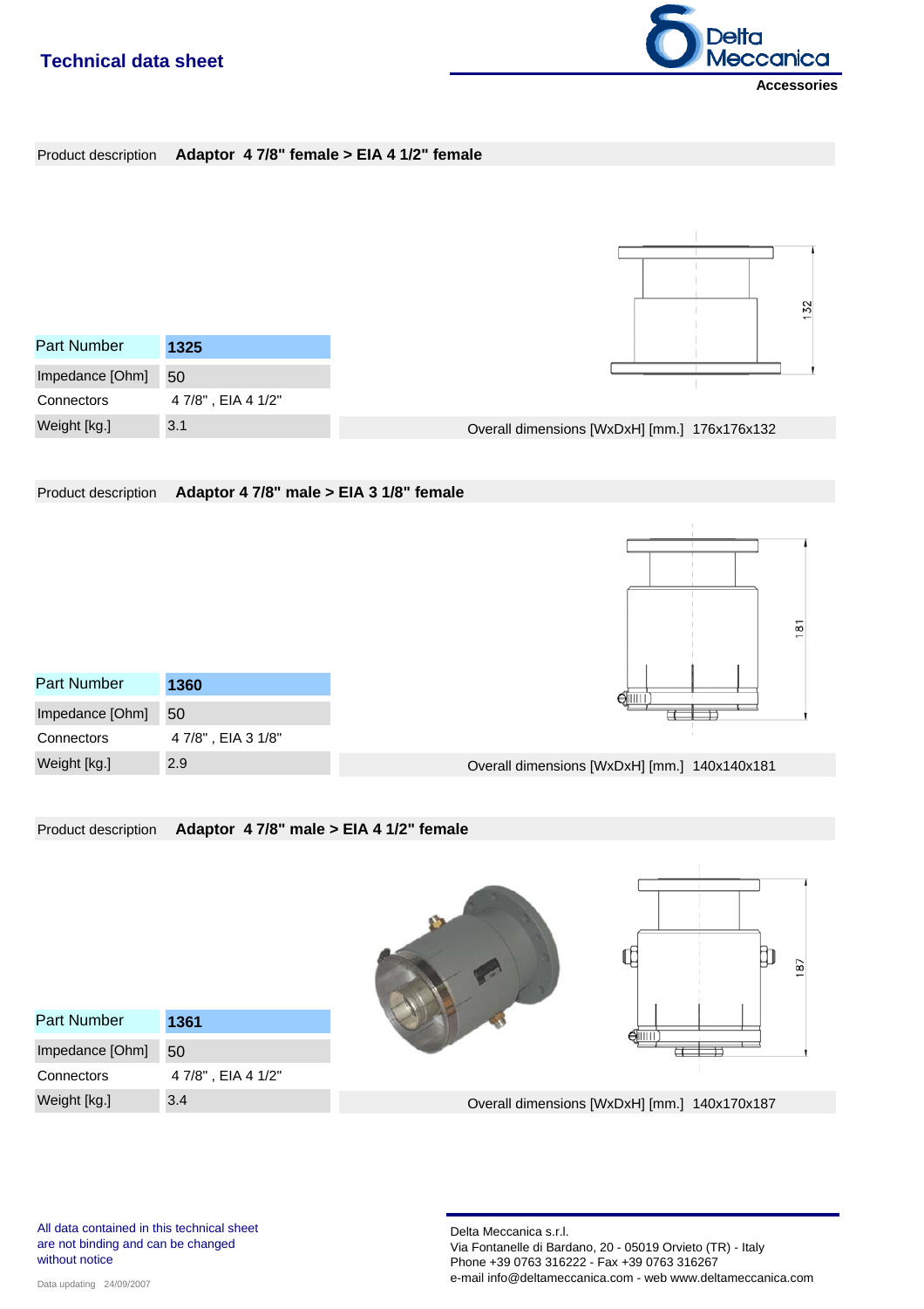## Technical data sheet

**Accessories**

Product description **Adaptor 4 7/8" female > EIA 4 1/2" female**

| Part Number | 1325 |
|---|---|
| Impedance [Ohm] | 50 |
| Connectors | 4 7/8" , EIA 4 1/2" |
| Weight [kg.] | 3.1 |

Overall dimensions [WxDxH] [mm.] 176x176x132

Product description **Adaptor 4 7/8" male > EIA 3 1/8" female**

| Part Number | 1360 |
|---|---|
| Impedance [Ohm] | 50 |
| Connectors | 4 7/8" , EIA 3 1/8" |
| Weight [kg.] | 2.9 |

Overall dimensions [WxDxH] [mm.] 140x140x181

Product description **Adaptor 4 7/8" male > EIA 4 1/2" female**

| Part Number | 1361 |
|---|---|
| Impedance [Ohm] | 50 |
| Connectors | 4 7/8" , EIA 4 1/2" |
| Weight [kg.] | 3.4 |

Overall dimensions [WxDxH] [mm.] 140x170x187

All data contained in this technical sheet are not binding and can be changed without notice

Data updating 24/09/2007

Delta Meccanica s.r.l.
Via Fontanelle di Bardano, 20 - 05019 Orvieto (TR) - Italy
Phone +39 0763 316222 - Fax +39 0763 316267
e-mail info@deltameccanica.com - web www.deltameccanica.com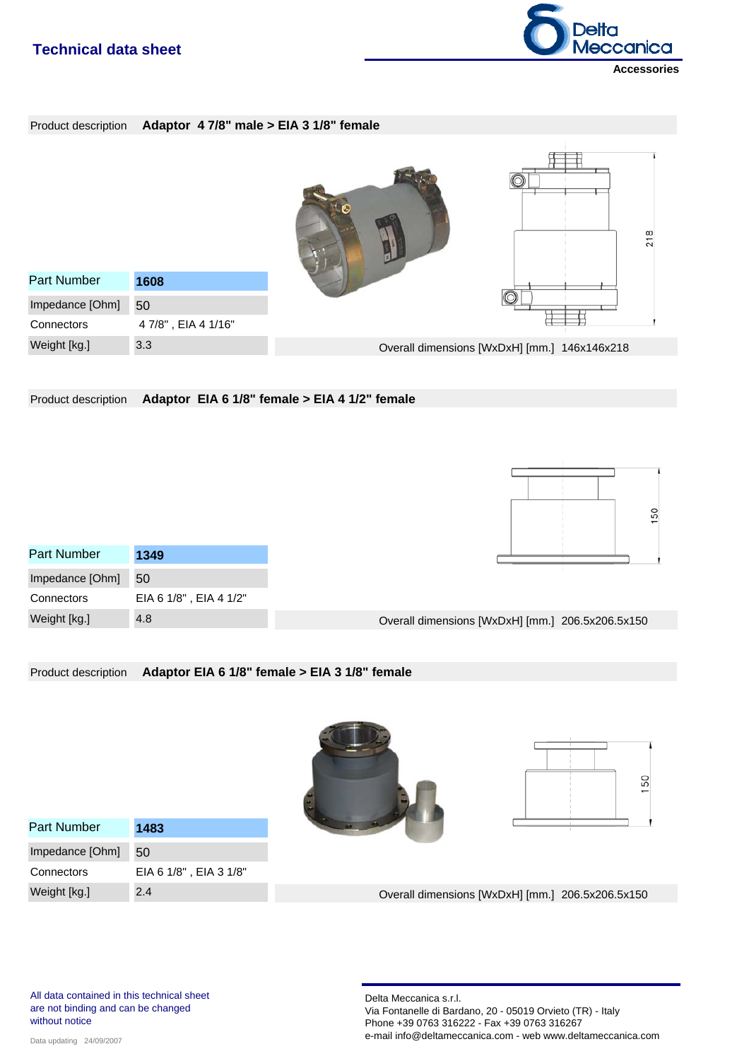# Technical data sheet

**Accessories**

Product description **Adaptor 4 7/8" male > EIA 3 1/8" female**

| Part Number | **1608** |
|---|---|
| Impedance [Ohm] | 50 |
| Connectors | 4 7/8" , EIA 4 1/16" |
| Weight [kg.] | 3.3 |

Overall dimensions [WxDxH] [mm.] 146x146x218

Product description **Adaptor EIA 6 1/8" female > EIA 4 1/2" female**

| Part Number | **1349** |
|---|---|
| Impedance [Ohm] | 50 |
| Connectors | EIA 6 1/8" , EIA 4 1/2" |
| Weight [kg.] | 4.8 |

Overall dimensions [WxDxH] [mm.] 206.5x206.5x150

Product description **Adaptor EIA 6 1/8" female > EIA 3 1/8" female**

| Part Number | **1483** |
|---|---|
| Impedance [Ohm] | 50 |
| Connectors | EIA 6 1/8" , EIA 3 1/8" |
| Weight [kg.] | 2.4 |

Overall dimensions [WxDxH] [mm.] 206.5x206.5x150

All data contained in this technical sheet are not binding and can be changed without notice

Data updating 24/09/2007

Delta Meccanica s.r.l.
Via Fontanelle di Bardano, 20 - 05019 Orvieto (TR) - Italy
Phone +39 0763 316222 - Fax +39 0763 316267
e-mail info@deltameccanica.com - web www.deltameccanica.com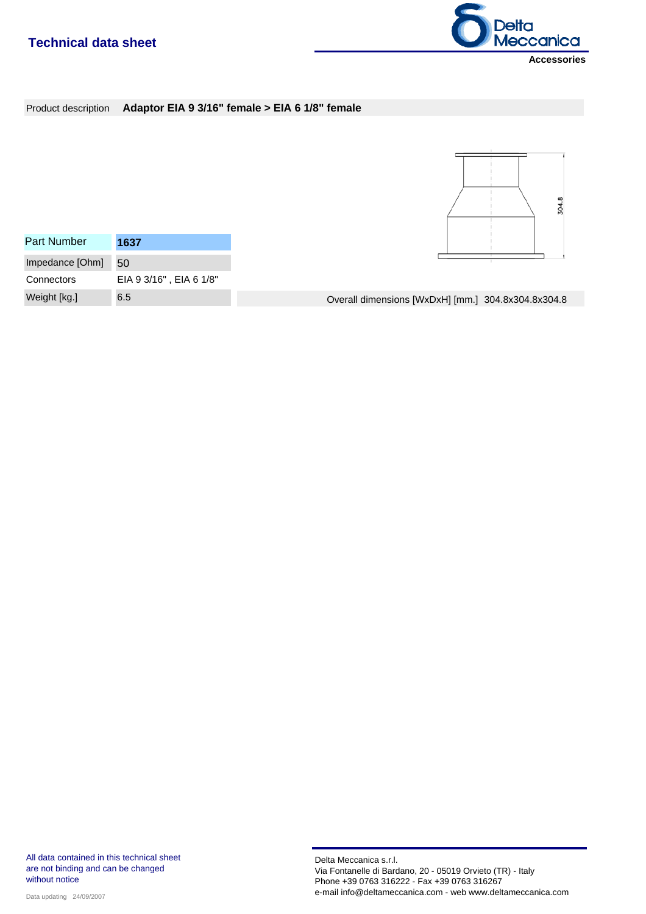# Technical data sheet

**Accessories**

Product description **Adaptor EIA 9 3/16" female > EIA 6 1/8" female**

304.8

| | |
|---|---|
| Part Number | **1637** |
| Impedance [Ohm] | 50 |
| Connectors | EIA 9 3/16" , EIA 6 1/8" |
| Weight [kg.] | 6.5 |

Overall dimensions [WxDxH] [mm.] 304.8x304.8x304.8

All data contained in this technical sheet are not binding and can be changed without notice

Data updating 24/09/2007

Delta Meccanica s.r.l.
Via Fontanelle di Bardano, 20 - 05019 Orvieto (TR) - Italy
Phone +39 0763 316222 - Fax +39 0763 316267
e-mail info@deltameccanica.com - web www.deltameccanica.com